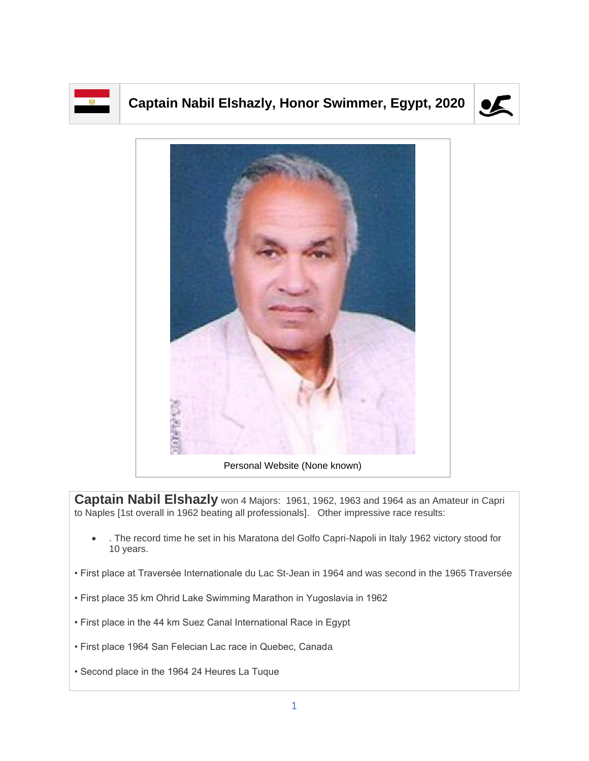# Captain Nabil Elshazly, Honor Swimmer, Egypt, 2020

Personal Website (None known)

**Captain Nabil Elshazly** won 4 Majors: 1961, 1962, 1963 and 1964 as an Amateur in Capri to Naples [1st overall in 1962 beating all professionals]. Other impressive race results:

- . The record time he set in his Maratona del Golfo Capri-Napoli in Italy 1962 victory stood for 10 years.

• First place at Traversée Internationale du Lac St-Jean in 1964 and was second in the 1965 Traversée

• First place 35 km Ohrid Lake Swimming Marathon in Yugoslavia in 1962

• First place in the 44 km Suez Canal International Race in Egypt

• First place 1964 San Felecian Lac race in Quebec, Canada

• Second place in the 1964 24 Heures La Tuque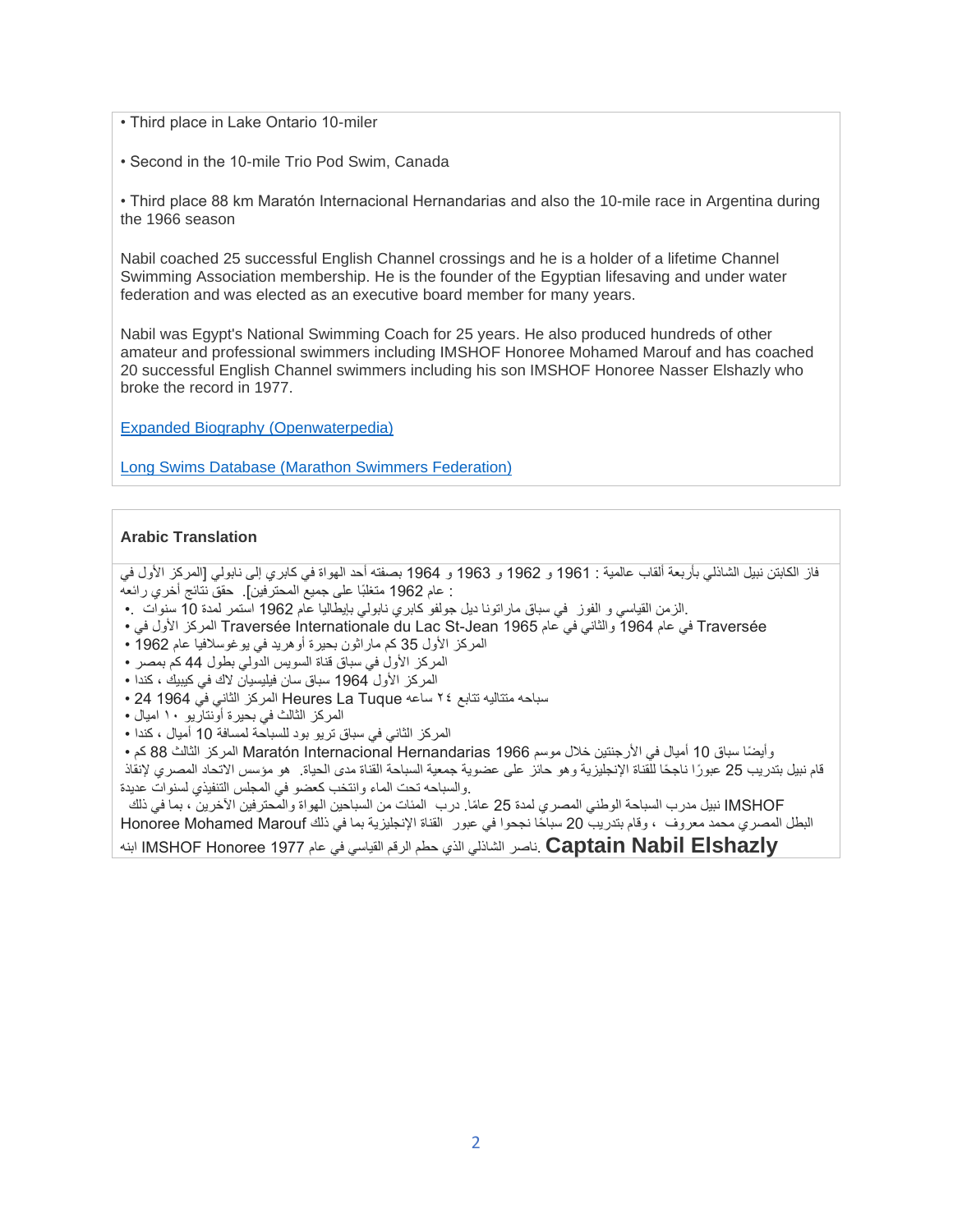• Third place in Lake Ontario 10-miler

• Second in the 10-mile Trio Pod Swim, Canada

• Third place 88 km Maratón Internacional Hernandarias and also the 10-mile race in Argentina during the 1966 season

Nabil coached 25 successful English Channel crossings and he is a holder of a lifetime Channel Swimming Association membership. He is the founder of the Egyptian lifesaving and under water federation and was elected as an executive board member for many years.

Nabil was Egypt's National Swimming Coach for 25 years. He also produced hundreds of other amateur and professional swimmers including IMSHOF Honoree Mohamed Marouf and has coached 20 successful English Channel swimmers including his son IMSHOF Honoree Nasser Elshazly who broke the record in 1977.

Expanded Biography (Openwaterpedia)

Long Swims Database (Marathon Swimmers Federation)

**Arabic Translation**

فاز الكابتن نبيل الشاذلي بأربعة ألقاب عالمية : 1961 و 1962 و 1963 و 1964 بصفته أحد الهواة في كابري إلى نابولي [المركز الأول في عام 1962 متغلبًا على جميع المحترفين]. حقق نتائج أخري رائعه :

• الزمن القياسي و الفوز في سباق ماراتونا ديل جولفو كابري نابولي بإيطاليا عام 1962 استمر لمدة 10 سنوات.

• المركز الأول في Traversée Internationale du Lac St-Jean 1965 في عام 1964 والثاني في عام Traversée

• المركز الأول 35 كم ماراثون بحيرة أوهريد في يوغوسلافيا عام 1962

• المركز الأول في سباق قناة السويس الدولي بطول 44 كم بمصر

• المركز الأول 1964 سباق سان فيليسيان لاك في كيبيك ، كندا

• سباحه متتاليه تتابع ٢٤ ساعه Heures La Tuque 24 المركز الثاني في 1964

• المركز الثالث في بحيرة أونتاريو ١٠ اميال

• المركز الثاني في سباق تريو بود للسباحة لمسافة 10 أميال ، كندا

• وأيضًا سباق 10 أميال في الأرجنتين خلال موسم 1966 Maratón Internacional Hernandarias المركز الثالث 88 كم

قام نبيل بتدريب 25 عبورًا ناجحًا للقناة الإنجليزية وهو حائز على عضوية جمعية السباحة القناة مدى الحياة. هو مؤسس الاتحاد المصري لإنقاذ والسباحه تحت الماء وانتخب كعضو في المجلس التنفيذي لسنوات عديدة.

نبيل مدرب السباحة الوطني المصري لمدة 25 عامًا. درب المئات من السباحين الهواة والمحترفين الآخرين ، بما في ذلك IMSHOF البطل المصري محمد معروف ، وقام بتدريب 20 سباحًا نجحوا في عبور القناة الإنجليزية بما في ذلك IMSHOF Honoree Mohamed Marouf ابنه IMSHOF Honoree 1977 ناصر الشاذلي الذي حطم الرقم القياسي في عام. **Captain Nabil Elshazly**